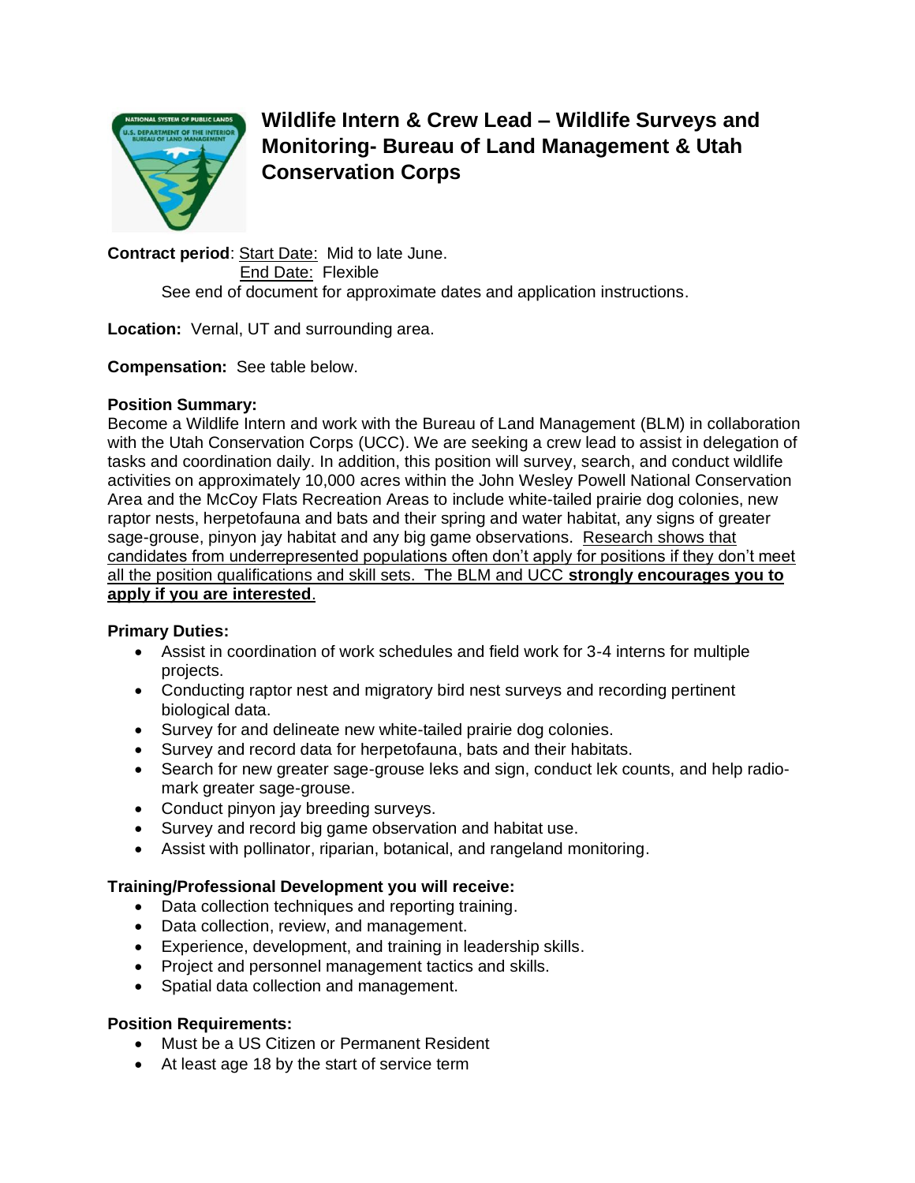# Wildlife Intern & Crew Lead – Wildlife Surveys and Monitoring- Bureau of Land Management & Utah Conservation Corps

**Contract period**: Start Date: Mid to late June.
End Date: Flexible
See end of document for approximate dates and application instructions.

**Location:** Vernal, UT and surrounding area.

**Compensation:** See table below.

**Position Summary:**
Become a Wildlife Intern and work with the Bureau of Land Management (BLM) in collaboration with the Utah Conservation Corps (UCC). We are seeking a crew lead to assist in delegation of tasks and coordination daily. In addition, this position will survey, search, and conduct wildlife activities on approximately 10,000 acres within the John Wesley Powell National Conservation Area and the McCoy Flats Recreation Areas to include white-tailed prairie dog colonies, new raptor nests, herpetofauna and bats and their spring and water habitat, any signs of greater sage-grouse, pinyon jay habitat and any big game observations. Research shows that candidates from underrepresented populations often don't apply for positions if they don't meet all the position qualifications and skill sets. The BLM and UCC **strongly encourages you to apply if you are interested**.

**Primary Duties:**

- Assist in coordination of work schedules and field work for 3-4 interns for multiple projects.
- Conducting raptor nest and migratory bird nest surveys and recording pertinent biological data.
- Survey for and delineate new white-tailed prairie dog colonies.
- Survey and record data for herpetofauna, bats and their habitats.
- Search for new greater sage-grouse leks and sign, conduct lek counts, and help radio-mark greater sage-grouse.
- Conduct pinyon jay breeding surveys.
- Survey and record big game observation and habitat use.
- Assist with pollinator, riparian, botanical, and rangeland monitoring.

**Training/Professional Development you will receive:**

- Data collection techniques and reporting training.
- Data collection, review, and management.
- Experience, development, and training in leadership skills.
- Project and personnel management tactics and skills.
- Spatial data collection and management.

**Position Requirements:**

- Must be a US Citizen or Permanent Resident
- At least age 18 by the start of service term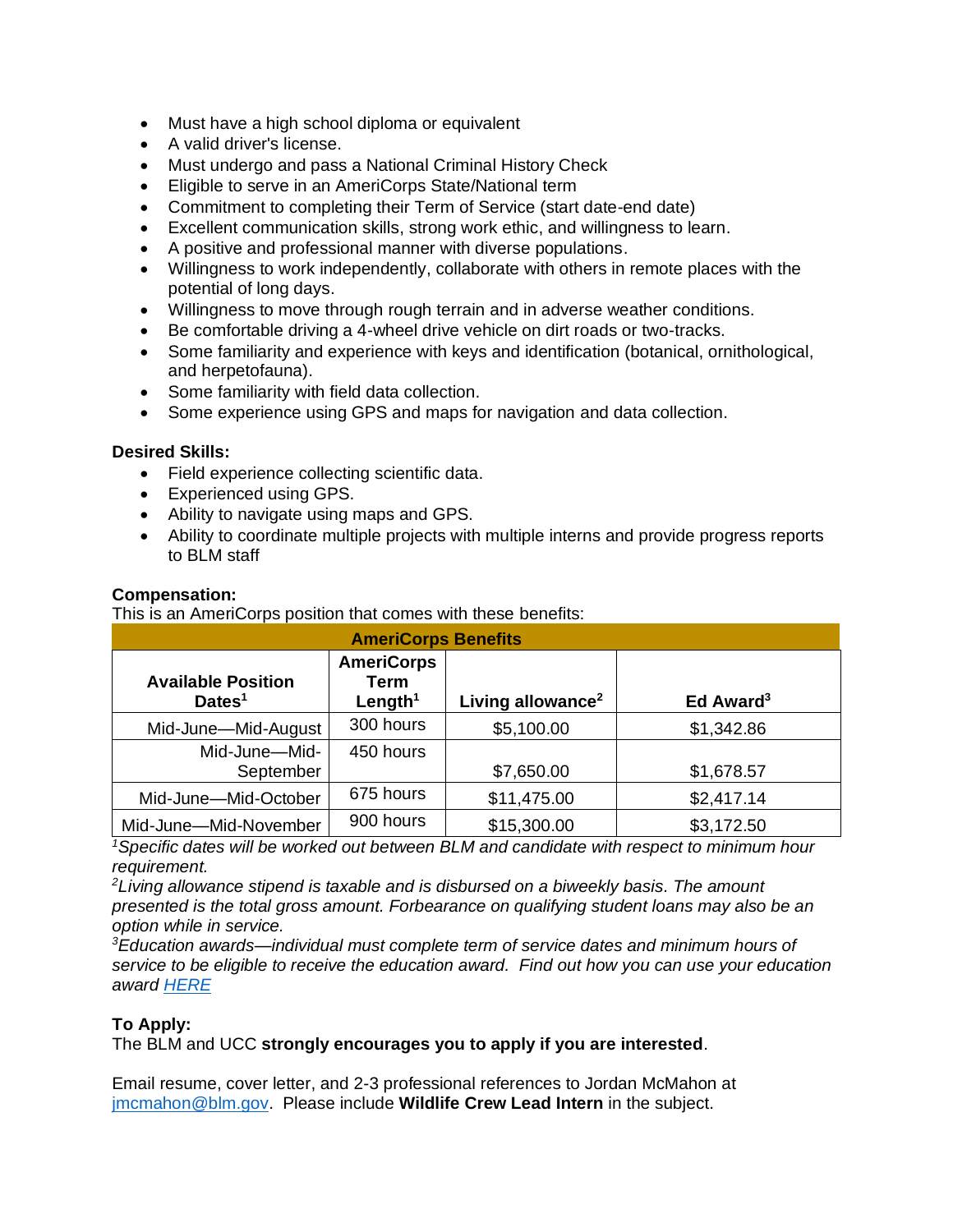- Must have a high school diploma or equivalent
- A valid driver's license.
- Must undergo and pass a National Criminal History Check
- Eligible to serve in an AmeriCorps State/National term
- Commitment to completing their Term of Service (start date-end date)
- Excellent communication skills, strong work ethic, and willingness to learn.
- A positive and professional manner with diverse populations.
- Willingness to work independently, collaborate with others in remote places with the potential of long days.
- Willingness to move through rough terrain and in adverse weather conditions.
- Be comfortable driving a 4-wheel drive vehicle on dirt roads or two-tracks.
- Some familiarity and experience with keys and identification (botanical, ornithological, and herpetofauna).
- Some familiarity with field data collection.
- Some experience using GPS and maps for navigation and data collection.

**Desired Skills:**

- Field experience collecting scientific data.
- Experienced using GPS.
- Ability to navigate using maps and GPS.
- Ability to coordinate multiple projects with multiple interns and provide progress reports to BLM staff

**Compensation:**
This is an AmeriCorps position that comes with these benefits:

| AmeriCorps Benefits | | | |
|---|---|---|---|
| **Available Position Dates[1]** | **AmeriCorps Term Length[1]** | **Living allowance[2]** | **Ed Award[3]** |
| Mid-June—Mid-August | 300 hours | $5,100.00 | $1,342.86 |
| Mid-June—Mid-September | 450 hours | $7,650.00 | $1,678.57 |
| Mid-June—Mid-October | 675 hours | $11,475.00 | $2,417.14 |
| Mid-June—Mid-November | 900 hours | $15,300.00 | $3,172.50 |

*[1]Specific dates will be worked out between BLM and candidate with respect to minimum hour requirement.*
*[2]Living allowance stipend is taxable and is disbursed on a biweekly basis. The amount presented is the total gross amount. Forbearance on qualifying student loans may also be an option while in service.*
*[3]Education awards—individual must complete term of service dates and minimum hours of service to be eligible to receive the education award. Find out how you can use your education award HERE*

**To Apply:**
The BLM and UCC **strongly encourages you to apply if you are interested**.

Email resume, cover letter, and 2-3 professional references to Jordan McMahon at jmcmahon@blm.gov. Please include **Wildlife Crew Lead Intern** in the subject.